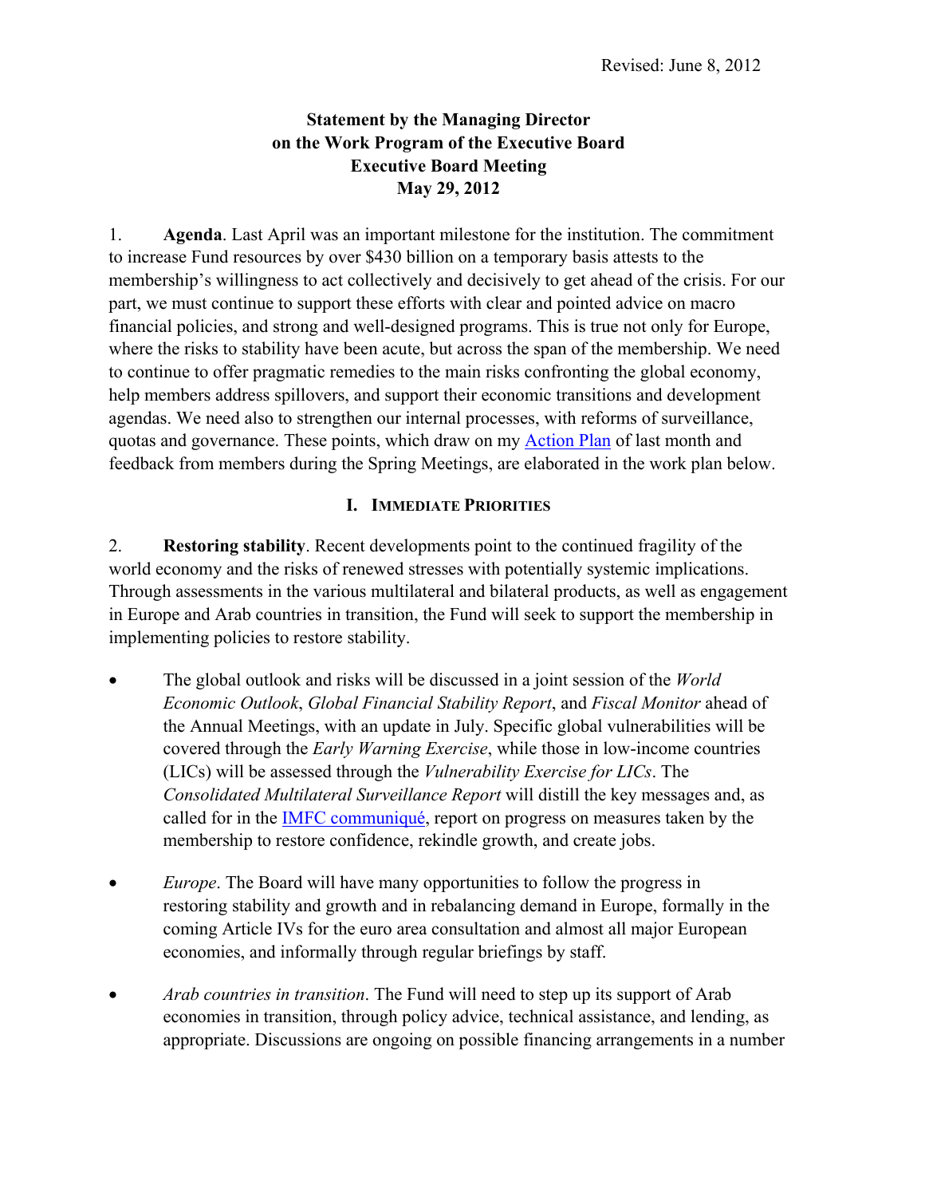Revised: June 8, 2012

**Statement by the Managing Director**
**on the Work Program of the Executive Board**
**Executive Board Meeting**
**May 29, 2012**

1. **Agenda**. Last April was an important milestone for the institution. The commitment to increase Fund resources by over $430 billion on a temporary basis attests to the membership's willingness to act collectively and decisively to get ahead of the crisis. For our part, we must continue to support these efforts with clear and pointed advice on macro financial policies, and strong and well-designed programs. This is true not only for Europe, where the risks to stability have been acute, but across the span of the membership. We need to continue to offer pragmatic remedies to the main risks confronting the global economy, help members address spillovers, and support their economic transitions and development agendas. We need also to strengthen our internal processes, with reforms of surveillance, quotas and governance. These points, which draw on my Action Plan of last month and feedback from members during the Spring Meetings, are elaborated in the work plan below.

## I. Immediate Priorities

2. **Restoring stability**. Recent developments point to the continued fragility of the world economy and the risks of renewed stresses with potentially systemic implications. Through assessments in the various multilateral and bilateral products, as well as engagement in Europe and Arab countries in transition, the Fund will seek to support the membership in implementing policies to restore stability.

- The global outlook and risks will be discussed in a joint session of the *World Economic Outlook*, *Global Financial Stability Report*, and *Fiscal Monitor* ahead of the Annual Meetings, with an update in July. Specific global vulnerabilities will be covered through the *Early Warning Exercise*, while those in low-income countries (LICs) will be assessed through the *Vulnerability Exercise for LICs*. The *Consolidated Multilateral Surveillance Report* will distill the key messages and, as called for in the IMFC communiqué, report on progress on measures taken by the membership to restore confidence, rekindle growth, and create jobs.

- *Europe*. The Board will have many opportunities to follow the progress in restoring stability and growth and in rebalancing demand in Europe, formally in the coming Article IVs for the euro area consultation and almost all major European economies, and informally through regular briefings by staff.

- *Arab countries in transition*. The Fund will need to step up its support of Arab economies in transition, through policy advice, technical assistance, and lending, as appropriate. Discussions are ongoing on possible financing arrangements in a number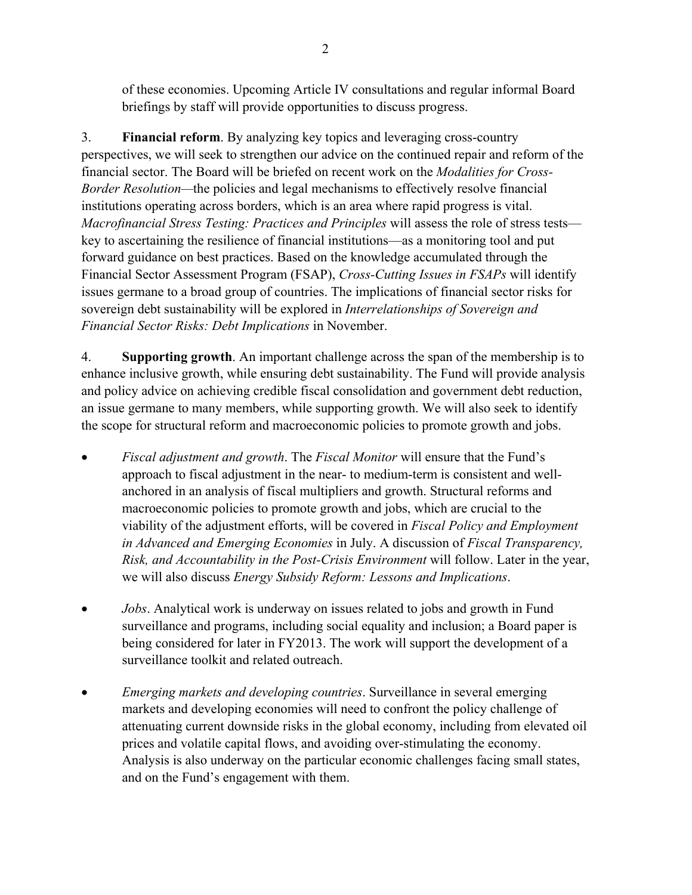of these economies. Upcoming Article IV consultations and regular informal Board briefings by staff will provide opportunities to discuss progress.

3. **Financial reform**. By analyzing key topics and leveraging cross-country perspectives, we will seek to strengthen our advice on the continued repair and reform of the financial sector. The Board will be briefed on recent work on the *Modalities for Cross-Border Resolution*—the policies and legal mechanisms to effectively resolve financial institutions operating across borders, which is an area where rapid progress is vital. *Macrofinancial Stress Testing: Practices and Principles* will assess the role of stress tests—key to ascertaining the resilience of financial institutions—as a monitoring tool and put forward guidance on best practices. Based on the knowledge accumulated through the Financial Sector Assessment Program (FSAP), *Cross-Cutting Issues in FSAPs* will identify issues germane to a broad group of countries. The implications of financial sector risks for sovereign debt sustainability will be explored in *Interrelationships of Sovereign and Financial Sector Risks: Debt Implications* in November.

4. **Supporting growth**. An important challenge across the span of the membership is to enhance inclusive growth, while ensuring debt sustainability. The Fund will provide analysis and policy advice on achieving credible fiscal consolidation and government debt reduction, an issue germane to many members, while supporting growth. We will also seek to identify the scope for structural reform and macroeconomic policies to promote growth and jobs.

- *Fiscal adjustment and growth*. The *Fiscal Monitor* will ensure that the Fund's approach to fiscal adjustment in the near- to medium-term is consistent and well-anchored in an analysis of fiscal multipliers and growth. Structural reforms and macroeconomic policies to promote growth and jobs, which are crucial to the viability of the adjustment efforts, will be covered in *Fiscal Policy and Employment in Advanced and Emerging Economies* in July. A discussion of *Fiscal Transparency, Risk, and Accountability in the Post-Crisis Environment* will follow. Later in the year, we will also discuss *Energy Subsidy Reform: Lessons and Implications*.

- *Jobs*. Analytical work is underway on issues related to jobs and growth in Fund surveillance and programs, including social equality and inclusion; a Board paper is being considered for later in FY2013. The work will support the development of a surveillance toolkit and related outreach.

- *Emerging markets and developing countries*. Surveillance in several emerging markets and developing economies will need to confront the policy challenge of attenuating current downside risks in the global economy, including from elevated oil prices and volatile capital flows, and avoiding over-stimulating the economy. Analysis is also underway on the particular economic challenges facing small states, and on the Fund's engagement with them.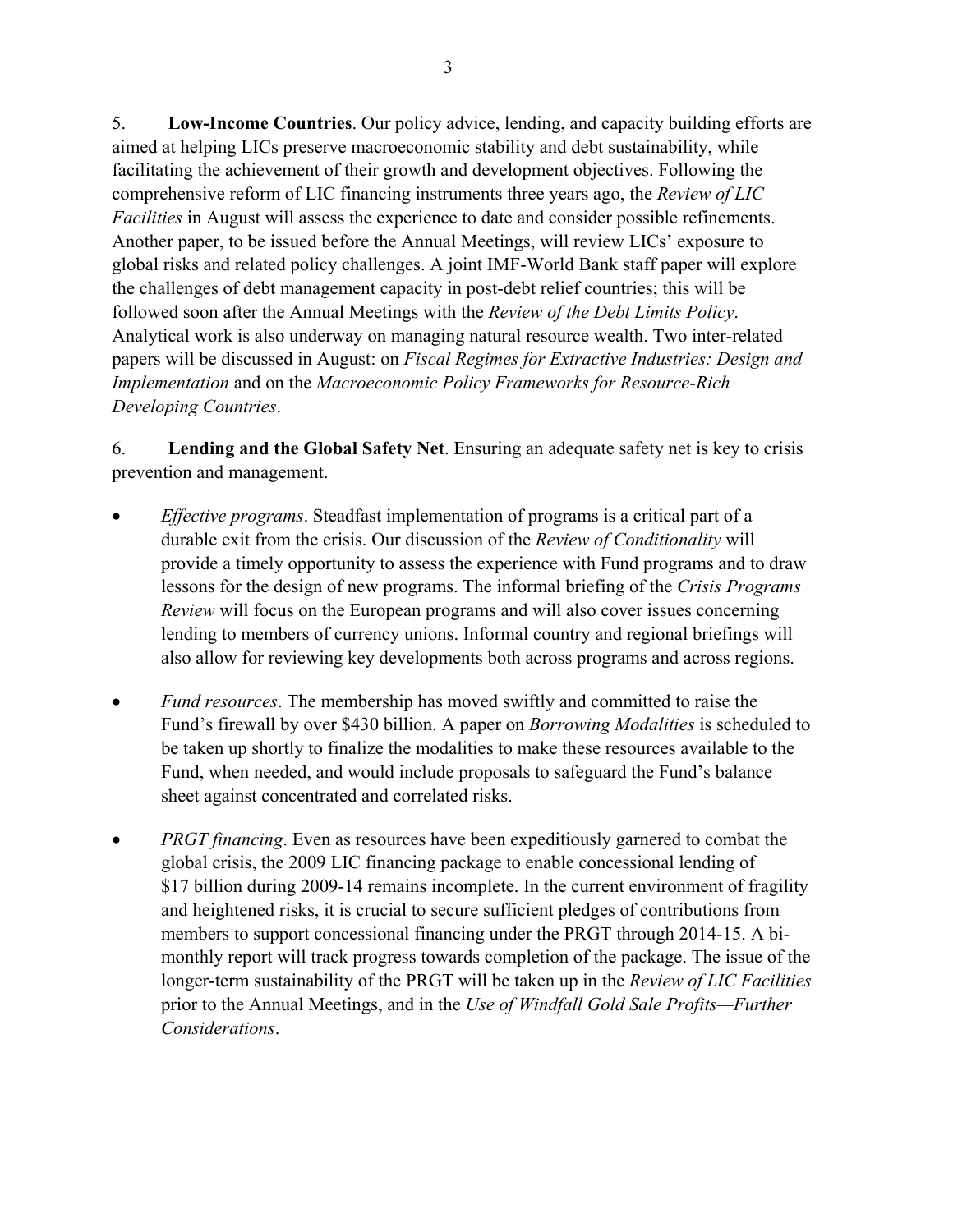5. **Low-Income Countries**. Our policy advice, lending, and capacity building efforts are aimed at helping LICs preserve macroeconomic stability and debt sustainability, while facilitating the achievement of their growth and development objectives. Following the comprehensive reform of LIC financing instruments three years ago, the *Review of LIC Facilities* in August will assess the experience to date and consider possible refinements. Another paper, to be issued before the Annual Meetings, will review LICs' exposure to global risks and related policy challenges. A joint IMF-World Bank staff paper will explore the challenges of debt management capacity in post-debt relief countries; this will be followed soon after the Annual Meetings with the *Review of the Debt Limits Policy*. Analytical work is also underway on managing natural resource wealth. Two inter-related papers will be discussed in August: on *Fiscal Regimes for Extractive Industries: Design and Implementation* and on the *Macroeconomic Policy Frameworks for Resource-Rich Developing Countries*.

6. **Lending and the Global Safety Net**. Ensuring an adequate safety net is key to crisis prevention and management.

- *Effective programs*. Steadfast implementation of programs is a critical part of a durable exit from the crisis. Our discussion of the *Review of Conditionality* will provide a timely opportunity to assess the experience with Fund programs and to draw lessons for the design of new programs. The informal briefing of the *Crisis Programs Review* will focus on the European programs and will also cover issues concerning lending to members of currency unions. Informal country and regional briefings will also allow for reviewing key developments both across programs and across regions.

- *Fund resources*. The membership has moved swiftly and committed to raise the Fund's firewall by over $430 billion. A paper on *Borrowing Modalities* is scheduled to be taken up shortly to finalize the modalities to make these resources available to the Fund, when needed, and would include proposals to safeguard the Fund's balance sheet against concentrated and correlated risks.

- *PRGT financing*. Even as resources have been expeditiously garnered to combat the global crisis, the 2009 LIC financing package to enable concessional lending of $17 billion during 2009-14 remains incomplete. In the current environment of fragility and heightened risks, it is crucial to secure sufficient pledges of contributions from members to support concessional financing under the PRGT through 2014-15. A bi-monthly report will track progress towards completion of the package. The issue of the longer-term sustainability of the PRGT will be taken up in the *Review of LIC Facilities* prior to the Annual Meetings, and in the *Use of Windfall Gold Sale Profits—Further Considerations*.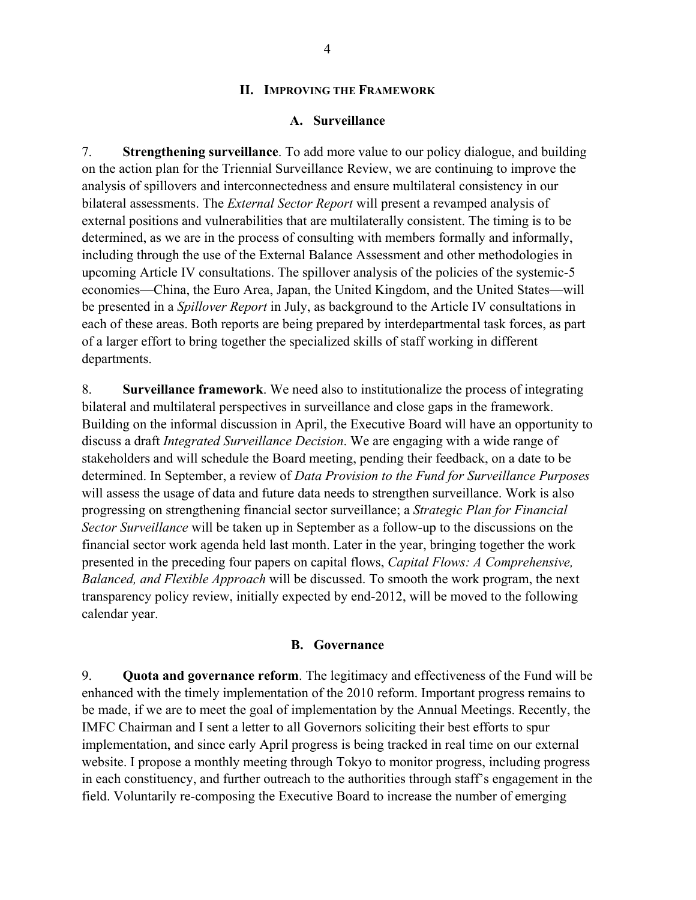## II. Improving the Framework

### A. Surveillance

7. **Strengthening surveillance**. To add more value to our policy dialogue, and building on the action plan for the Triennial Surveillance Review, we are continuing to improve the analysis of spillovers and interconnectedness and ensure multilateral consistency in our bilateral assessments. The *External Sector Report* will present a revamped analysis of external positions and vulnerabilities that are multilaterally consistent. The timing is to be determined, as we are in the process of consulting with members formally and informally, including through the use of the External Balance Assessment and other methodologies in upcoming Article IV consultations. The spillover analysis of the policies of the systemic-5 economies—China, the Euro Area, Japan, the United Kingdom, and the United States—will be presented in a *Spillover Report* in July, as background to the Article IV consultations in each of these areas. Both reports are being prepared by interdepartmental task forces, as part of a larger effort to bring together the specialized skills of staff working in different departments.

8. **Surveillance framework**. We need also to institutionalize the process of integrating bilateral and multilateral perspectives in surveillance and close gaps in the framework. Building on the informal discussion in April, the Executive Board will have an opportunity to discuss a draft *Integrated Surveillance Decision*. We are engaging with a wide range of stakeholders and will schedule the Board meeting, pending their feedback, on a date to be determined. In September, a review of *Data Provision to the Fund for Surveillance Purposes* will assess the usage of data and future data needs to strengthen surveillance. Work is also progressing on strengthening financial sector surveillance; a *Strategic Plan for Financial Sector Surveillance* will be taken up in September as a follow-up to the discussions on the financial sector work agenda held last month. Later in the year, bringing together the work presented in the preceding four papers on capital flows, *Capital Flows: A Comprehensive, Balanced, and Flexible Approach* will be discussed. To smooth the work program, the next transparency policy review, initially expected by end-2012, will be moved to the following calendar year.

### B. Governance

9. **Quota and governance reform**. The legitimacy and effectiveness of the Fund will be enhanced with the timely implementation of the 2010 reform. Important progress remains to be made, if we are to meet the goal of implementation by the Annual Meetings. Recently, the IMFC Chairman and I sent a letter to all Governors soliciting their best efforts to spur implementation, and since early April progress is being tracked in real time on our external website. I propose a monthly meeting through Tokyo to monitor progress, including progress in each constituency, and further outreach to the authorities through staff's engagement in the field. Voluntarily re-composing the Executive Board to increase the number of emerging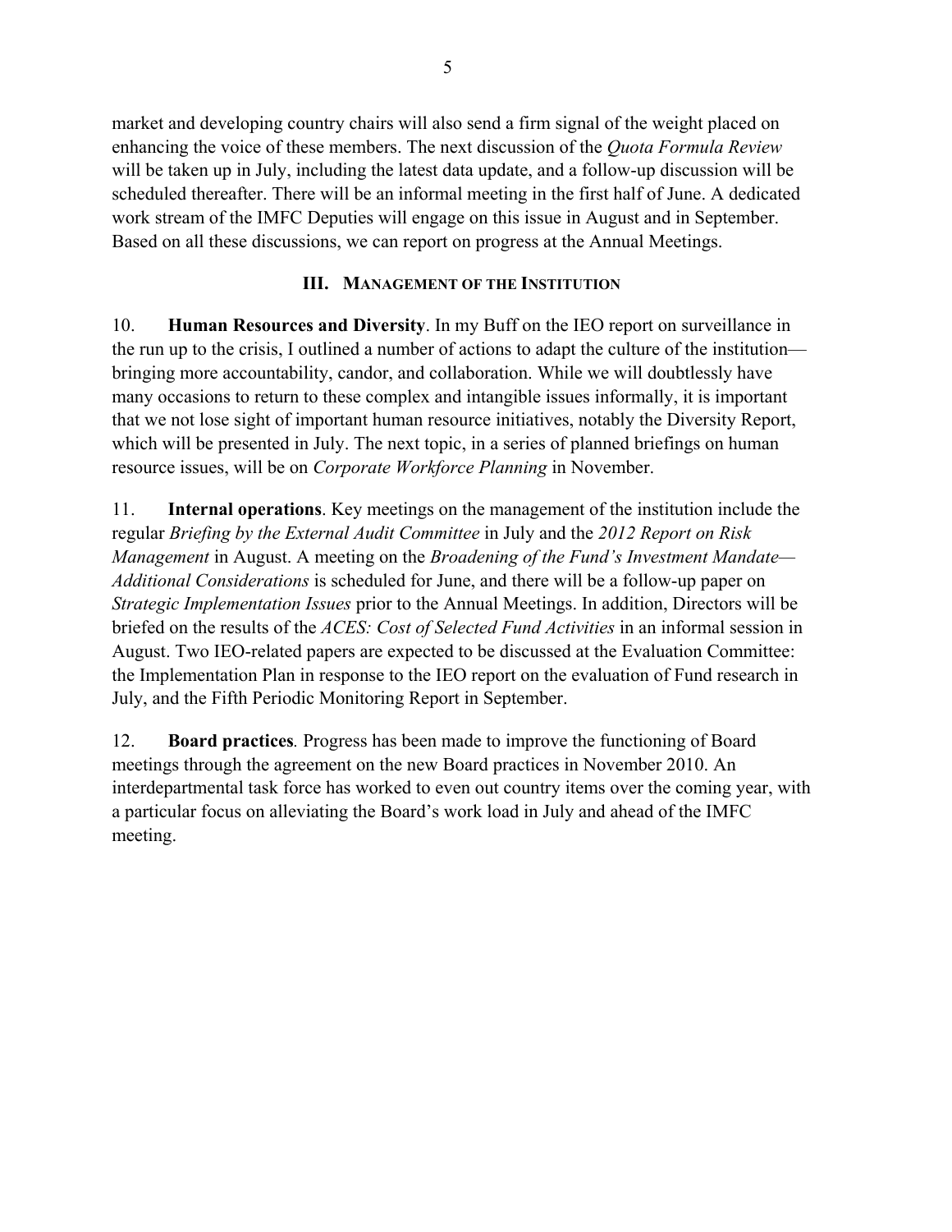market and developing country chairs will also send a firm signal of the weight placed on enhancing the voice of these members. The next discussion of the *Quota Formula Review* will be taken up in July, including the latest data update, and a follow-up discussion will be scheduled thereafter. There will be an informal meeting in the first half of June. A dedicated work stream of the IMFC Deputies will engage on this issue in August and in September. Based on all these discussions, we can report on progress at the Annual Meetings.

## III. Management of the Institution

10. **Human Resources and Diversity**. In my Buff on the IEO report on surveillance in the run up to the crisis, I outlined a number of actions to adapt the culture of the institution—bringing more accountability, candor, and collaboration. While we will doubtlessly have many occasions to return to these complex and intangible issues informally, it is important that we not lose sight of important human resource initiatives, notably the Diversity Report, which will be presented in July. The next topic, in a series of planned briefings on human resource issues, will be on *Corporate Workforce Planning* in November.

11. **Internal operations**. Key meetings on the management of the institution include the regular *Briefing by the External Audit Committee* in July and the *2012 Report on Risk Management* in August. A meeting on the *Broadening of the Fund's Investment Mandate—Additional Considerations* is scheduled for June, and there will be a follow-up paper on *Strategic Implementation Issues* prior to the Annual Meetings. In addition, Directors will be briefed on the results of the *ACES: Cost of Selected Fund Activities* in an informal session in August. Two IEO-related papers are expected to be discussed at the Evaluation Committee: the Implementation Plan in response to the IEO report on the evaluation of Fund research in July, and the Fifth Periodic Monitoring Report in September.

12. **Board practices**. Progress has been made to improve the functioning of Board meetings through the agreement on the new Board practices in November 2010. An interdepartmental task force has worked to even out country items over the coming year, with a particular focus on alleviating the Board's work load in July and ahead of the IMFC meeting.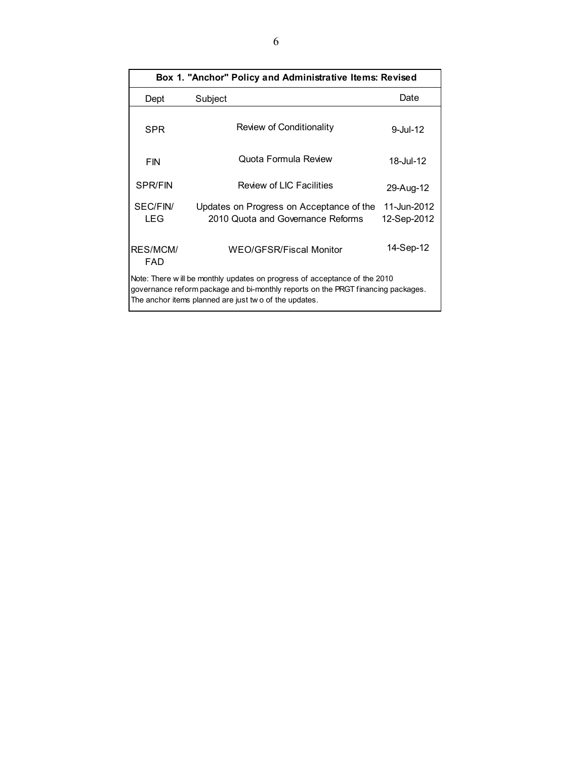**Box 1. "Anchor" Policy and Administrative Items: Revised**

| Dept | Subject | Date |
| --- | --- | --- |
| SPR | Review of Conditionality | 9-Jul-12 |
| FIN | Quota Formula Review | 18-Jul-12 |
| SPR/FIN | Review of LIC Facilities | 29-Aug-12 |
| SEC/FIN/ LEG | Updates on Progress on Acceptance of the 2010 Quota and Governance Reforms | 11-Jun-2012 12-Sep-2012 |
| RES/MCM/ FAD | WEO/GFSR/Fiscal Monitor | 14-Sep-12 |

Note: There will be monthly updates on progress of acceptance of the 2010 governance reform package and bi-monthly reports on the PRGT financing packages. The anchor items planned are just two of the updates.